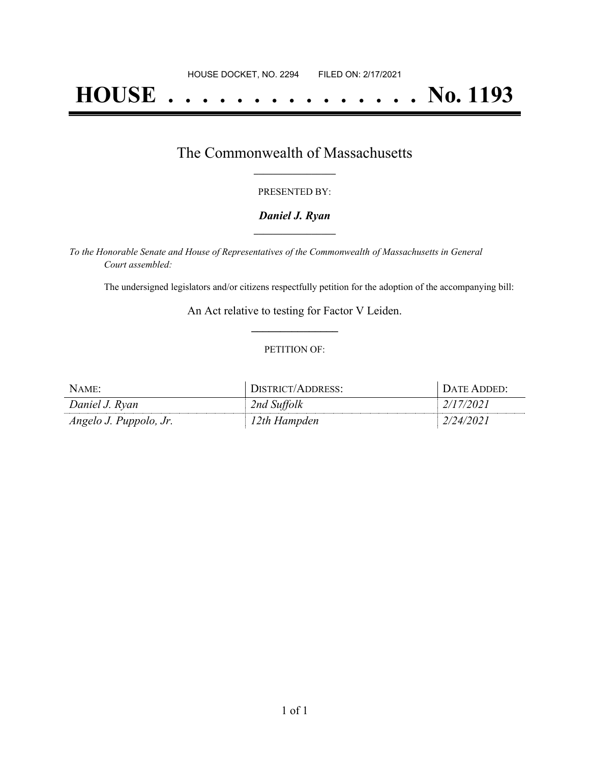HOUSE DOCKET, NO. 2294 FILED ON: 2/17/2021

# HOUSE . . . . . . . . . . . . . . . No. 1193

## The Commonwealth of Massachusetts

PRESENTED BY:

***Daniel J. Ryan***

*To the Honorable Senate and House of Representatives of the Commonwealth of Massachusetts in General Court assembled:*

The undersigned legislators and/or citizens respectfully petition for the adoption of the accompanying bill:

An Act relative to testing for Factor V Leiden.

PETITION OF:

| NAME: | DISTRICT/ADDRESS: | DATE ADDED: |
|---|---|---|
| *Daniel J. Ryan* | *2nd Suffolk* | *2/17/2021* |
| *Angelo J. Puppolo, Jr.* | *12th Hampden* | *2/24/2021* |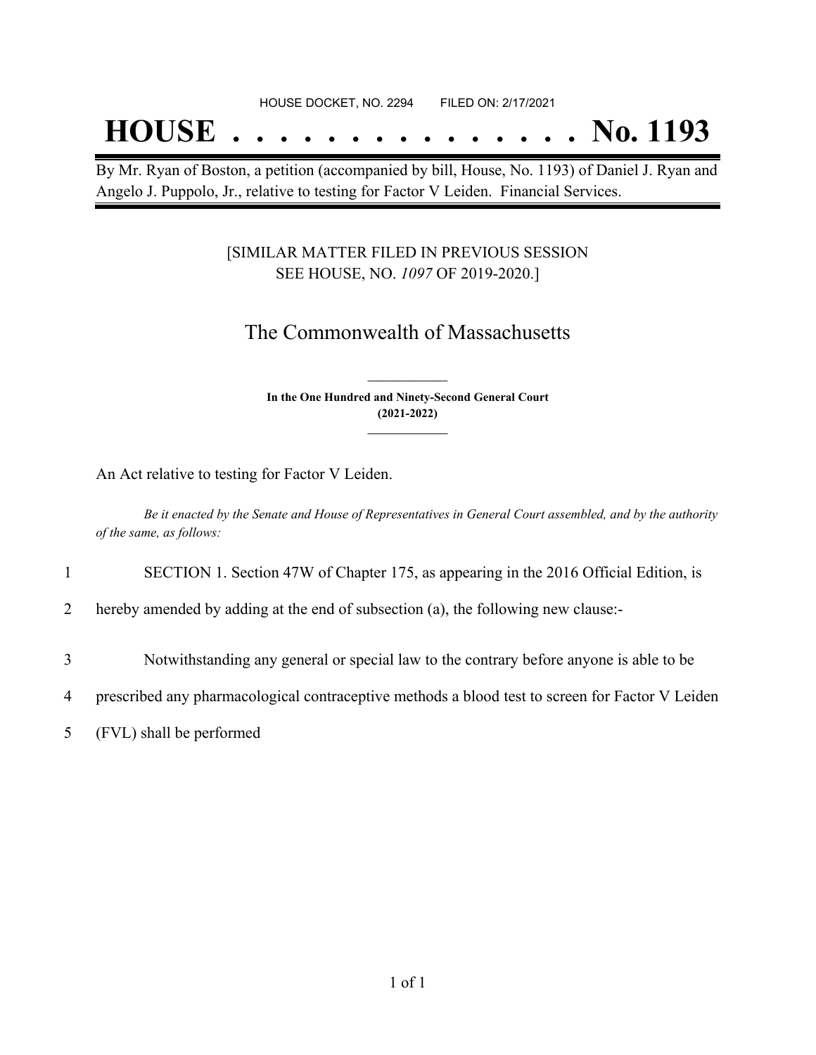HOUSE DOCKET, NO. 2294 FILED ON: 2/17/2021

# HOUSE . . . . . . . . . . . . . . . No. 1193

By Mr. Ryan of Boston, a petition (accompanied by bill, House, No. 1193) of Daniel J. Ryan and Angelo J. Puppolo, Jr., relative to testing for Factor V Leiden. Financial Services.

[SIMILAR MATTER FILED IN PREVIOUS SESSION SEE HOUSE, NO. *1097* OF 2019-2020.]

## The Commonwealth of Massachusetts

**In the One Hundred and Ninety-Second General Court (2021-2022)**

An Act relative to testing for Factor V Leiden.

*Be it enacted by the Senate and House of Representatives in General Court assembled, and by the authority of the same, as follows:*

1 SECTION 1. Section 47W of Chapter 175, as appearing in the 2016 Official Edition, is
2 hereby amended by adding at the end of subsection (a), the following new clause:-

3 Notwithstanding any general or special law to the contrary before anyone is able to be
4 prescribed any pharmacological contraceptive methods a blood test to screen for Factor V Leiden
5 (FVL) shall be performed